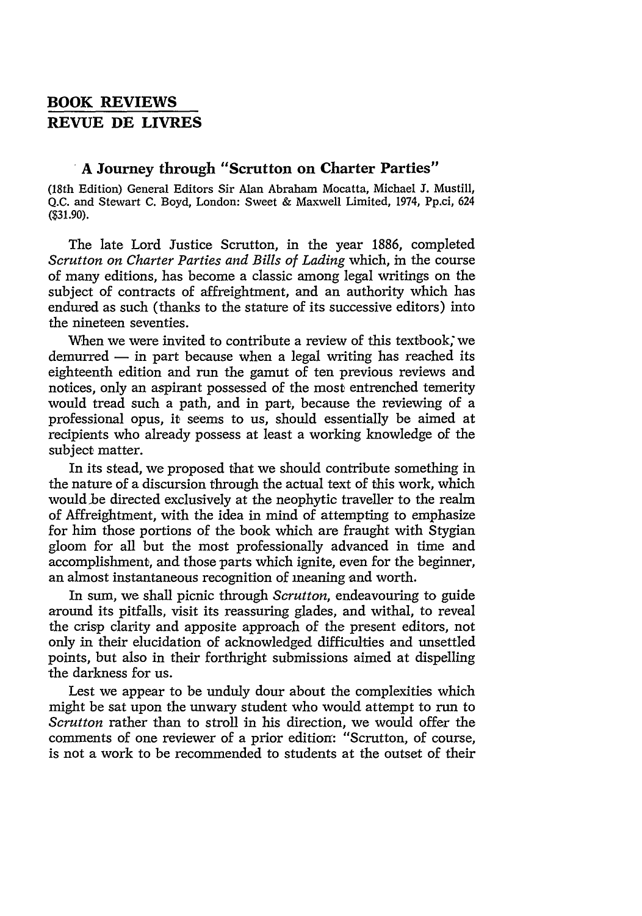# BOOK REVIEWS
# REVUE DE LIVRES

## A Journey through "Scrutton on Charter Parties"

(18th Edition) General Editors Sir Alan Abraham Mocatta, Michael J. Mustill, Q.C. and Stewart C. Boyd, London: Sweet & Maxwell Limited, 1974, Pp.ci, 624 ($31.90).

The late Lord Justice Scrutton, in the year 1886, completed *Scrutton on Charter Parties and Bills of Lading* which, in the course of many editions, has become a classic among legal writings on the subject of contracts of affreightment, and an authority which has endured as such (thanks to the stature of its successive editors) into the nineteen seventies.

When we were invited to contribute a review of this textbook, we demurred — in part because when a legal writing has reached its eighteenth edition and run the gamut of ten previous reviews and notices, only an aspirant possessed of the most entrenched temerity would tread such a path, and in part, because the reviewing of a professional opus, it seems to us, should essentially be aimed at recipients who already possess at least a working knowledge of the subject matter.

In its stead, we proposed that we should contribute something in the nature of a discursion through the actual text of this work, which would be directed exclusively at the neophytic traveller to the realm of Affreightment, with the idea in mind of attempting to emphasize for him those portions of the book which are fraught with Stygian gloom for all but the most professionally advanced in time and accomplishment, and those parts which ignite, even for the beginner, an almost instantaneous recognition of meaning and worth.

In sum, we shall picnic through *Scrutton*, endeavouring to guide around its pitfalls, visit its reassuring glades, and withal, to reveal the crisp clarity and apposite approach of the present editors, not only in their elucidation of acknowledged difficulties and unsettled points, but also in their forthright submissions aimed at dispelling the darkness for us.

Lest we appear to be unduly dour about the complexities which might be sat upon the unwary student who would attempt to run to *Scrutton* rather than to stroll in his direction, we would offer the comments of one reviewer of a prior edition: "Scrutton, of course, is not a work to be recommended to students at the outset of their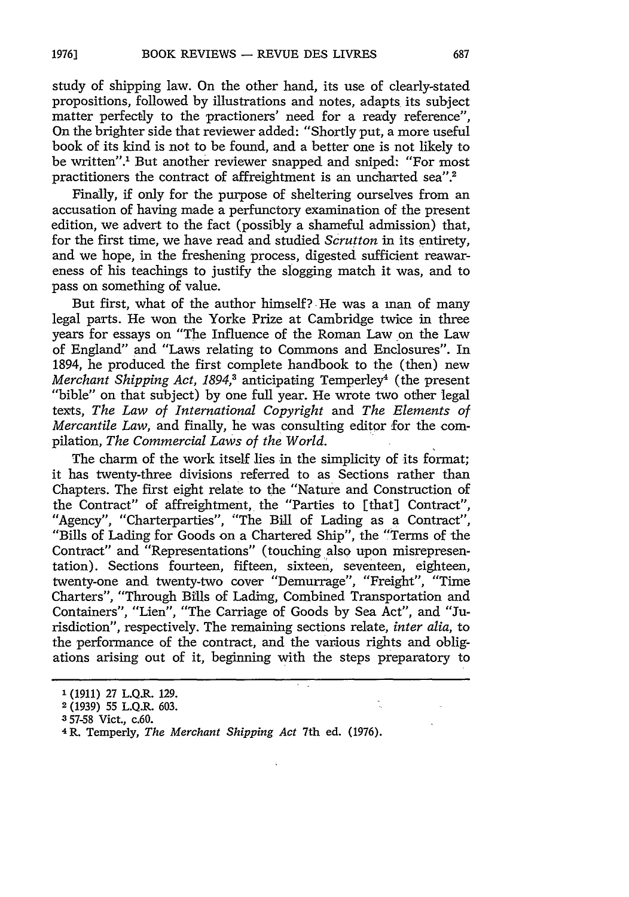study of shipping law. On the other hand, its use of clearly-stated propositions, followed by illustrations and notes, adapts its subject matter perfectly to the practioners' need for a ready reference", On the brighter side that reviewer added: "Shortly put, a more useful book of its kind is not to be found, and a better one is not likely to be written".[1] But another reviewer snapped and sniped: "For most practitioners the contract of affreightment is an uncharted sea".[2]

Finally, if only for the purpose of sheltering ourselves from an accusation of having made a perfunctory examination of the present edition, we advert to the fact (possibly a shameful admission) that, for the first time, we have read and studied *Scrutton* in its entirety, and we hope, in the freshening process, digested sufficient reawareness of his teachings to justify the slogging match it was, and to pass on something of value.

But first, what of the author himself? He was a man of many legal parts. He won the Yorke Prize at Cambridge twice in three years for essays on "The Influence of the Roman Law on the Law of England" and "Laws relating to Commons and Enclosures". In 1894, he produced the first complete handbook to the (then) new *Merchant Shipping Act, 1894*,[3] anticipating Temperley[4] (the present "bible" on that subject) by one full year. He wrote two other legal texts, *The Law of International Copyright* and *The Elements of Mercantile Law*, and finally, he was consulting editor for the compilation, *The Commercial Laws of the World*.

The charm of the work itself lies in the simplicity of its format; it has twenty-three divisions referred to as Sections rather than Chapters. The first eight relate to the "Nature and Construction of the Contract" of affreightment, the "Parties to [that] Contract", "Agency", "Charterparties", "The Bill of Lading as a Contract", "Bills of Lading for Goods on a Chartered Ship", the "Terms of the Contract" and "Representations" (touching also upon misrepresentation). Sections fourteen, fifteen, sixteen, seventeen, eighteen, twenty-one and twenty-two cover "Demurrage", "Freight", "Time Charters", "Through Bills of Lading, Combined Transportation and Containers", "Lien", "The Carriage of Goods by Sea Act", and "Jurisdiction", respectively. The remaining sections relate, *inter alia*, to the performance of the contract, and the various rights and obligations arising out of it, beginning with the steps preparatory to

---

[1] (1911) 27 L.Q.R. 129.

[2] (1939) 55 L.Q.R. 603.

[3] 57-58 Vict., c.60.

[4] R. Temperly, *The Merchant Shipping Act* 7th ed. (1976).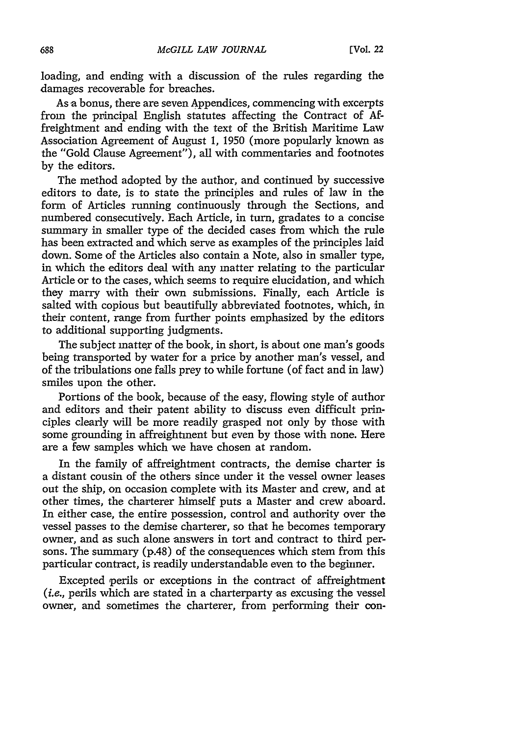loading, and ending with a discussion of the rules regarding the damages recoverable for breaches.

As a bonus, there are seven Appendices, commencing with excerpts from the principal English statutes affecting the Contract of Affreightment and ending with the text of the British Maritime Law Association Agreement of August 1, 1950 (more popularly known as the "Gold Clause Agreement"), all with commentaries and footnotes by the editors.

The method adopted by the author, and continued by successive editors to date, is to state the principles and rules of law in the form of Articles running continuously through the Sections, and numbered consecutively. Each Article, in turn, gradates to a concise summary in smaller type of the decided cases from which the rule has been extracted and which serve as examples of the principles laid down. Some of the Articles also contain a Note, also in smaller type, in which the editors deal with any matter relating to the particular Article or to the cases, which seems to require elucidation, and which they marry with their own submissions. Finally, each Article is salted with copious but beautifully abbreviated footnotes, which, in their content, range from further points emphasized by the editors to additional supporting judgments.

The subject matter of the book, in short, is about one man's goods being transported by water for a price by another man's vessel, and of the tribulations one falls prey to while fortune (of fact and in law) smiles upon the other.

Portions of the book, because of the easy, flowing style of author and editors and their patent ability to discuss even difficult principles clearly will be more readily grasped not only by those with some grounding in affreightment but even by those with none. Here are a few samples which we have chosen at random.

In the family of affreightment contracts, the demise charter is a distant cousin of the others since under it the vessel owner leases out the ship, on occasion complete with its Master and crew, and at other times, the charterer himself puts a Master and crew aboard. In either case, the entire possession, control and authority over the vessel passes to the demise charterer, so that he becomes temporary owner, and as such alone answers in tort and contract to third persons. The summary (p.48) of the consequences which stem from this particular contract, is readily understandable even to the beginner.

Excepted perils or exceptions in the contract of affreightment (*i.e.*, perils which are stated in a charterparty as excusing the vessel owner, and sometimes the charterer, from performing their con-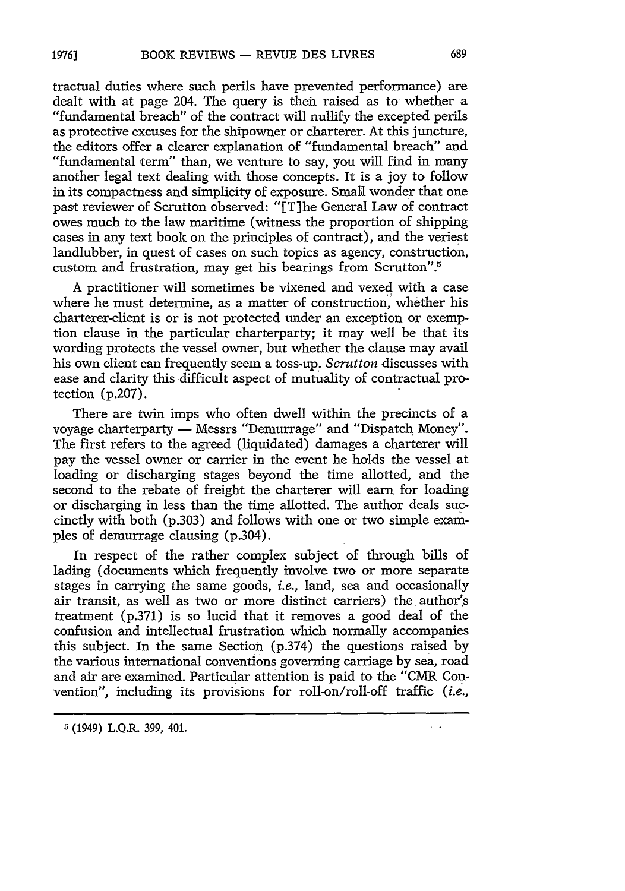tractual duties where such perils have prevented performance) are dealt with at page 204. The query is then raised as to whether a "fundamental breach" of the contract will nullify the excepted perils as protective excuses for the shipowner or charterer. At this juncture, the editors offer a clearer explanation of "fundamental breach" and "fundamental term" than, we venture to say, you will find in many another legal text dealing with those concepts. It is a joy to follow in its compactness and simplicity of exposure. Small wonder that one past reviewer of Scrutton observed: "[T]he General Law of contract owes much to the law maritime (witness the proportion of shipping cases in any text book on the principles of contract), and the veriest landlubber, in quest of cases on such topics as agency, construction, custom and frustration, may get his bearings from Scrutton".[5]

A practitioner will sometimes be vixened and vexed with a case where he must determine, as a matter of construction, whether his charterer-client is or is not protected under an exception or exemption clause in the particular charterparty; it may well be that its wording protects the vessel owner, but whether the clause may avail his own client can frequently seem a toss-up. *Scrutton* discusses with ease and clarity this difficult aspect of mutuality of contractual protection (p.207).

There are twin imps who often dwell within the precincts of a voyage charterparty — Messrs "Demurrage" and "Dispatch Money". The first refers to the agreed (liquidated) damages a charterer will pay the vessel owner or carrier in the event he holds the vessel at loading or discharging stages beyond the time allotted, and the second to the rebate of freight the charterer will earn for loading or discharging in less than the time allotted. The author deals succinctly with both (p.303) and follows with one or two simple examples of demurrage clausing (p.304).

In respect of the rather complex subject of through bills of lading (documents which frequently involve two or more separate stages in carrying the same goods, *i.e.*, land, sea and occasionally air transit, as well as two or more distinct carriers) the author's treatment (p.371) is so lucid that it removes a good deal of the confusion and intellectual frustration which normally accompanies this subject. In the same Section (p.374) the questions raised by the various international conventions governing carriage by sea, road and air are examined. Particular attention is paid to the "CMR Convention", including its provisions for roll-on/roll-off traffic (*i.e.*,

---

[5] (1949) L.Q.R. 399, 401.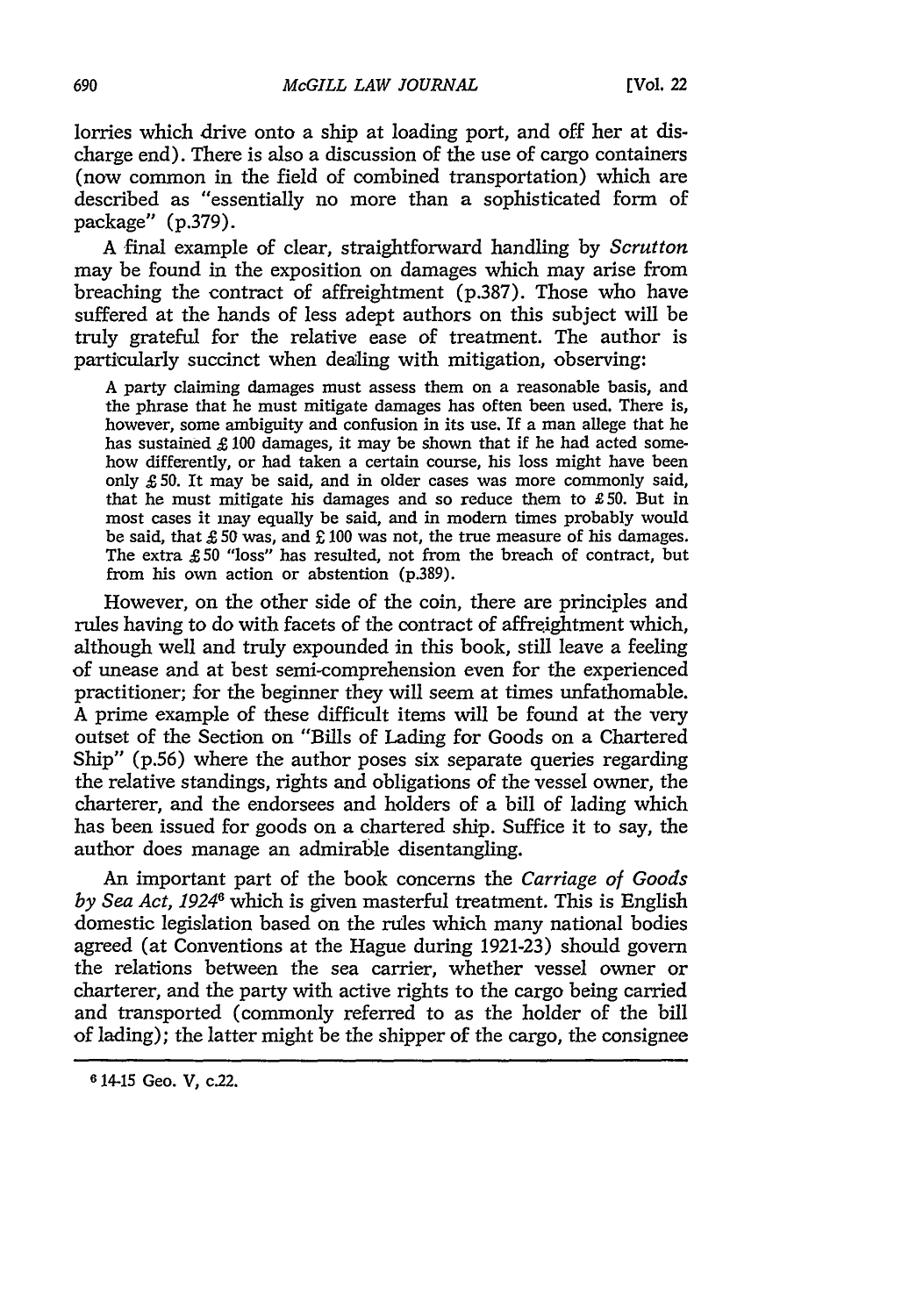lorries which drive onto a ship at loading port, and off her at discharge end). There is also a discussion of the use of cargo containers (now common in the field of combined transportation) which are described as "essentially no more than a sophisticated form of package" (p.379).

A final example of clear, straightforward handling by *Scrutton* may be found in the exposition on damages which may arise from breaching the contract of affreightment (p.387). Those who have suffered at the hands of less adept authors on this subject will be truly grateful for the relative ease of treatment. The author is particularly succinct when dealing with mitigation, observing:

> A party claiming damages must assess them on a reasonable basis, and the phrase that he must mitigate damages has often been used. There is, however, some ambiguity and confusion in its use. If a man allege that he has sustained £100 damages, it may be shown that if he had acted somehow differently, or had taken a certain course, his loss might have been only £50. It may be said, and in older cases was more commonly said, that he must mitigate his damages and so reduce them to £50. But in most cases it may equally be said, and in modern times probably would be said, that £50 was, and £100 was not, the true measure of his damages. The extra £50 "loss" has resulted, not from the breach of contract, but from his own action or abstention (p.389).

However, on the other side of the coin, there are principles and rules having to do with facets of the contract of affreightment which, although well and truly expounded in this book, still leave a feeling of unease and at best semi-comprehension even for the experienced practitioner; for the beginner they will seem at times unfathomable. A prime example of these difficult items will be found at the very outset of the Section on "Bills of Lading for Goods on a Chartered Ship" (p.56) where the author poses six separate queries regarding the relative standings, rights and obligations of the vessel owner, the charterer, and the endorsees and holders of a bill of lading which has been issued for goods on a chartered ship. Suffice it to say, the author does manage an admirable disentangling.

An important part of the book concerns the *Carriage of Goods by Sea Act, 1924*[6] which is given masterful treatment. This is English domestic legislation based on the rules which many national bodies agreed (at Conventions at the Hague during 1921-23) should govern the relations between the sea carrier, whether vessel owner or charterer, and the party with active rights to the cargo being carried and transported (commonly referred to as the holder of the bill of lading); the latter might be the shipper of the cargo, the consignee

---

[6] 14-15 Geo. V, c.22.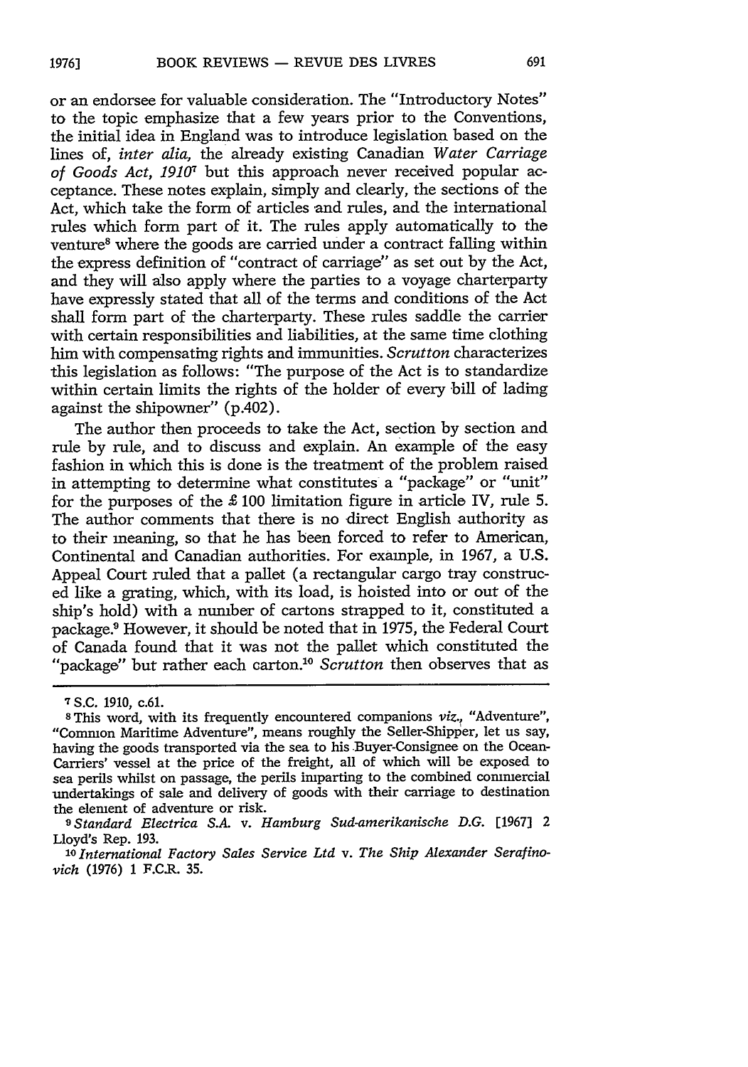or an endorsee for valuable consideration. The "Introductory Notes" to the topic emphasize that a few years prior to the Conventions, the initial idea in England was to introduce legislation based on the lines of, *inter alia*, the already existing Canadian *Water Carriage of Goods Act, 1910*[7] but this approach never received popular acceptance. These notes explain, simply and clearly, the sections of the Act, which take the form of articles and rules, and the international rules which form part of it. The rules apply automatically to the venture[8] where the goods are carried under a contract falling within the express definition of "contract of carriage" as set out by the Act, and they will also apply where the parties to a voyage charterparty have expressly stated that all of the terms and conditions of the Act shall form part of the charterparty. These rules saddle the carrier with certain responsibilities and liabilities, at the same time clothing him with compensating rights and immunities. *Scrutton* characterizes this legislation as follows: "The purpose of the Act is to standardize within certain limits the rights of the holder of every bill of lading against the shipowner" (p.402).

The author then proceeds to take the Act, section by section and rule by rule, and to discuss and explain. An example of the easy fashion in which this is done is the treatment of the problem raised in attempting to determine what constitutes a "package" or "unit" for the purposes of the £ 100 limitation figure in article IV, rule 5. The author comments that there is no direct English authority as to their meaning, so that he has been forced to refer to American, Continental and Canadian authorities. For example, in 1967, a U.S. Appeal Court ruled that a pallet (a rectangular cargo tray constructed like a grating, which, with its load, is hoisted into or out of the ship's hold) with a number of cartons strapped to it, constituted a package.[9] However, it should be noted that in 1975, the Federal Court of Canada found that it was not the pallet which constituted the "package" but rather each carton.[10] *Scrutton* then observes that as

---

[7] S.C. 1910, c.61.

[8] This word, with its frequently encountered companions *viz.*, "Adventure", "Common Maritime Adventure", means roughly the Seller-Shipper, let us say, having the goods transported via the sea to his Buyer-Consignee on the Ocean-Carriers' vessel at the price of the freight, all of which will be exposed to sea perils whilst on passage, the perils imparting to the combined commercial undertakings of sale and delivery of goods with their carriage to destination the element of adventure or risk.

[9] *Standard Electrica S.A.* v. *Hamburg Sud-amerikanische D.G.* [1967] 2 Lloyd's Rep. 193.

[10] *International Factory Sales Service Ltd* v. *The Ship Alexander Serafinovich* (1976) 1 F.C.R. 35.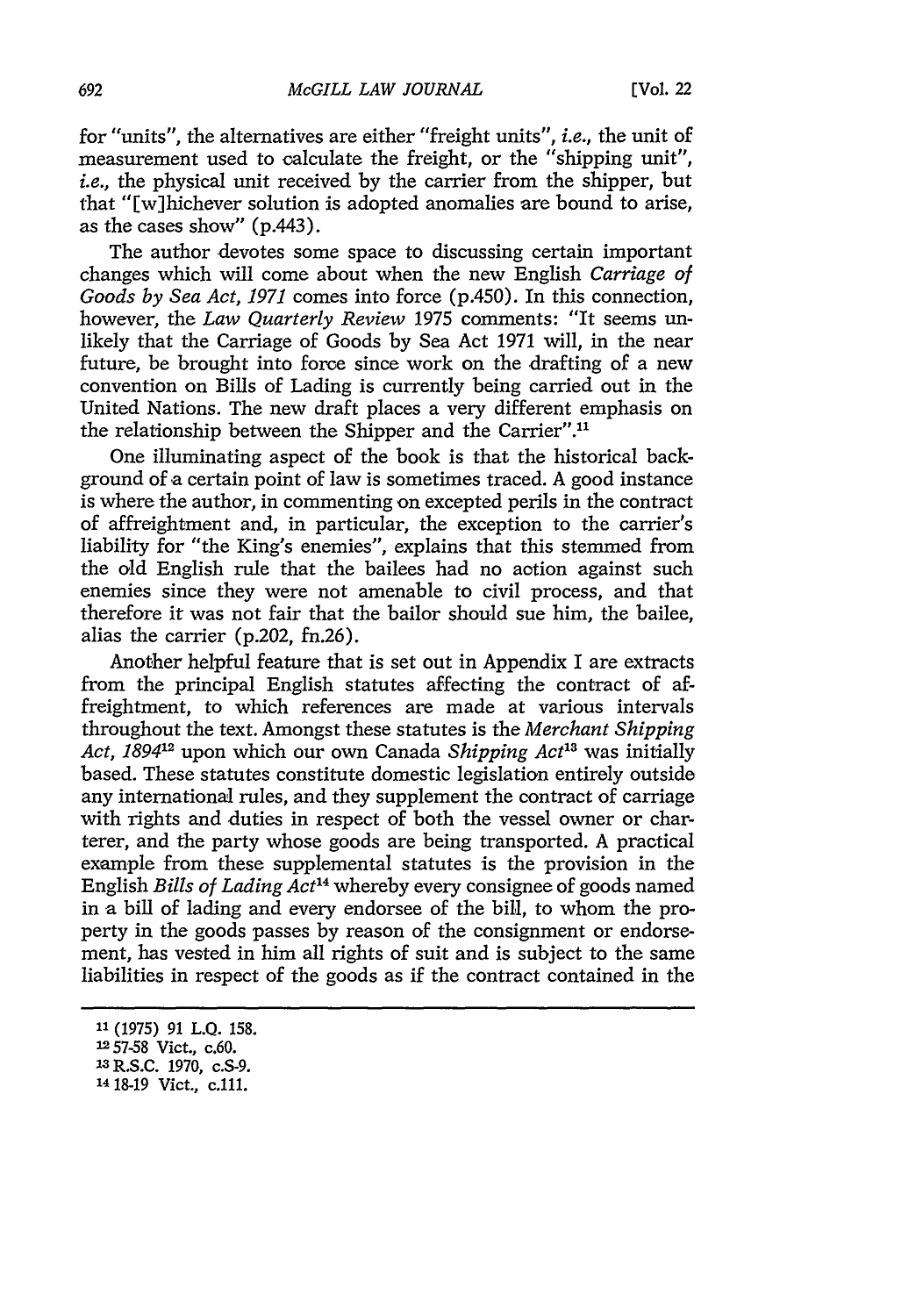for "units", the alternatives are either "freight units", *i.e.*, the unit of measurement used to calculate the freight, or the "shipping unit", *i.e.*, the physical unit received by the carrier from the shipper, but that "[w]hichever solution is adopted anomalies are bound to arise, as the cases show" (p.443).

The author devotes some space to discussing certain important changes which will come about when the new English *Carriage of Goods by Sea Act, 1971* comes into force (p.450). In this connection, however, the *Law Quarterly Review* 1975 comments: "It seems unlikely that the Carriage of Goods by Sea Act 1971 will, in the near future, be brought into force since work on the drafting of a new convention on Bills of Lading is currently being carried out in the United Nations. The new draft places a very different emphasis on the relationship between the Shipper and the Carrier".[11]

One illuminating aspect of the book is that the historical background of a certain point of law is sometimes traced. A good instance is where the author, in commenting on excepted perils in the contract of affreightment and, in particular, the exception to the carrier's liability for "the King's enemies", explains that this stemmed from the old English rule that the bailees had no action against such enemies since they were not amenable to civil process, and that therefore it was not fair that the bailor should sue him, the bailee, alias the carrier (p.202, fn.26).

Another helpful feature that is set out in Appendix I are extracts from the principal English statutes affecting the contract of affreightment, to which references are made at various intervals throughout the text. Amongst these statutes is the *Merchant Shipping Act, 1894*[12] upon which our own Canada *Shipping Act*[13] was initially based. These statutes constitute domestic legislation entirely outside any international rules, and they supplement the contract of carriage with rights and duties in respect of both the vessel owner or charterer, and the party whose goods are being transported. A practical example from these supplemental statutes is the provision in the English *Bills of Lading Act*[14] whereby every consignee of goods named in a bill of lading and every endorsee of the bill, to whom the property in the goods passes by reason of the consignment or endorsement, has vested in him all rights of suit and is subject to the same liabilities in respect of the goods as if the contract contained in the

---

[11] (1975) 91 L.Q. 158.
[12] 57-58 Vict., c.60.
[13] R.S.C. 1970, c.S-9.
[14] 18-19 Vict., c.111.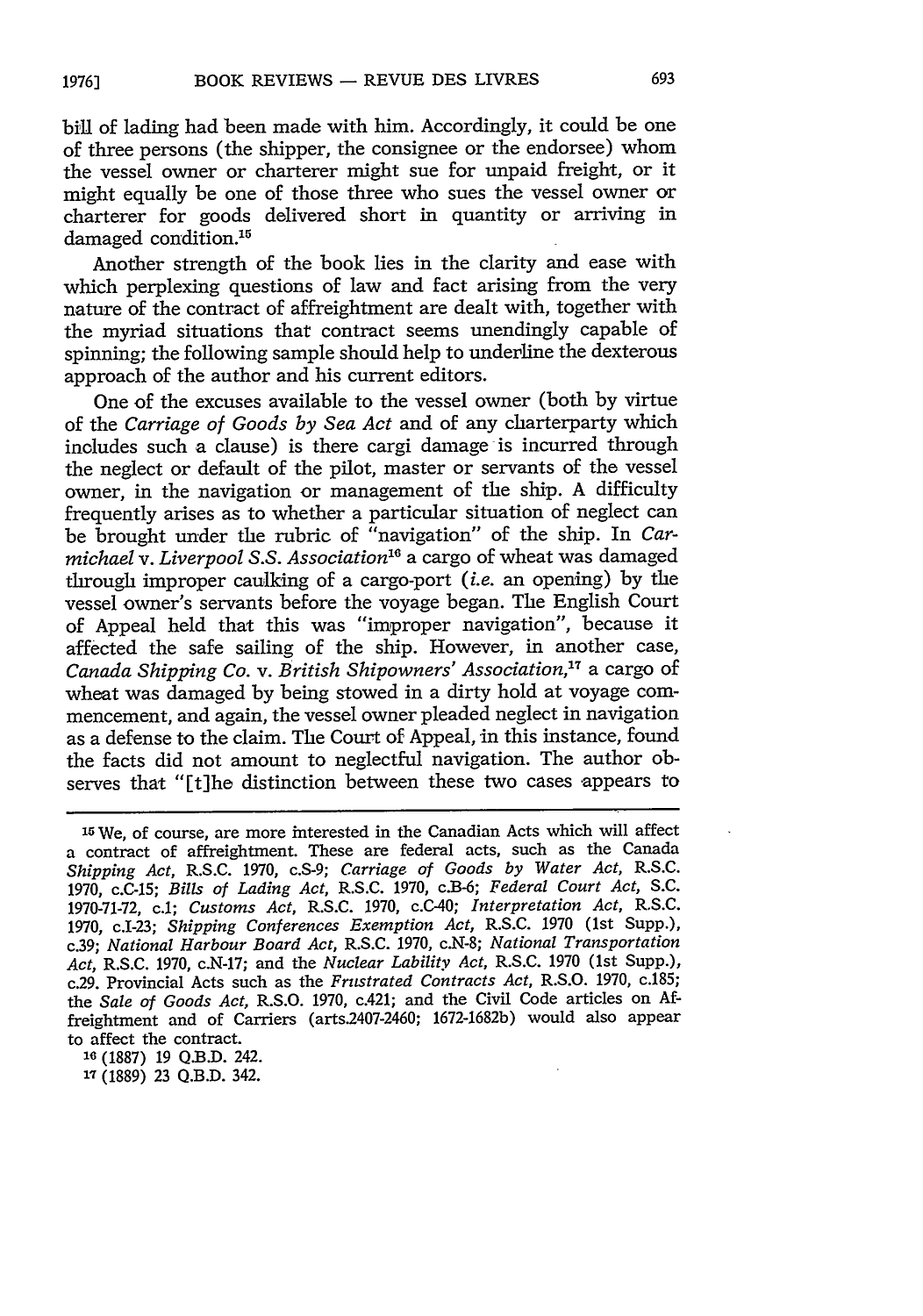bill of lading had been made with him. Accordingly, it could be one of three persons (the shipper, the consignee or the endorsee) whom the vessel owner or charterer might sue for unpaid freight, or it might equally be one of those three who sues the vessel owner or charterer for goods delivered short in quantity or arriving in damaged condition.[15]

Another strength of the book lies in the clarity and ease with which perplexing questions of law and fact arising from the very nature of the contract of affreightment are dealt with, together with the myriad situations that contract seems unendingly capable of spinning; the following sample should help to underline the dexterous approach of the author and his current editors.

One of the excuses available to the vessel owner (both by virtue of the *Carriage of Goods by Sea Act* and of any charterparty which includes such a clause) is there cargi damage is incurred through the neglect or default of the pilot, master or servants of the vessel owner, in the navigation or management of the ship. A difficulty frequently arises as to whether a particular situation of neglect can be brought under the rubric of "navigation" of the ship. In *Carmichael* v. *Liverpool S.S. Association*[16] a cargo of wheat was damaged through improper caulking of a cargo-port (*i.e.* an opening) by the vessel owner's servants before the voyage began. The English Court of Appeal held that this was "improper navigation", because it affected the safe sailing of the ship. However, in another case, *Canada Shipping Co.* v. *British Shipowners' Association*,[17] a cargo of wheat was damaged by being stowed in a dirty hold at voyage commencement, and again, the vessel owner pleaded neglect in navigation as a defense to the claim. The Court of Appeal, in this instance, found the facts did not amount to neglectful navigation. The author observes that "[t]he distinction between these two cases appears to

---

[15] We, of course, are more interested in the Canadian Acts which will affect a contract of affreightment. These are federal acts, such as the Canada *Shipping Act*, R.S.C. 1970, c.S-9; *Carriage of Goods by Water Act*, R.S.C. 1970, c.C-15; *Bills of Lading Act*, R.S.C. 1970, c.B-6; *Federal Court Act*, S.C. 1970-71-72, c.1; *Customs Act*, R.S.C. 1970, c.C-40; *Interpretation Act*, R.S.C. 1970, c.I-23; *Shipping Conferences Exemption Act*, R.S.C. 1970 (1st Supp.), c.39; *National Harbour Board Act*, R.S.C. 1970, c.N-8; *National Transportation Act*, R.S.C. 1970, c.N-17; and the *Nuclear Lability Act*, R.S.C. 1970 (1st Supp.), c.29. Provincial Acts such as the *Frustrated Contracts Act*, R.S.O. 1970, c.185; the *Sale of Goods Act*, R.S.O. 1970, c.421; and the Civil Code articles on Affreightment and of Carriers (arts.2407-2460; 1672-1682b) would also appear to affect the contract.

[16] (1887) 19 Q.B.D. 242.

[17] (1889) 23 Q.B.D. 342.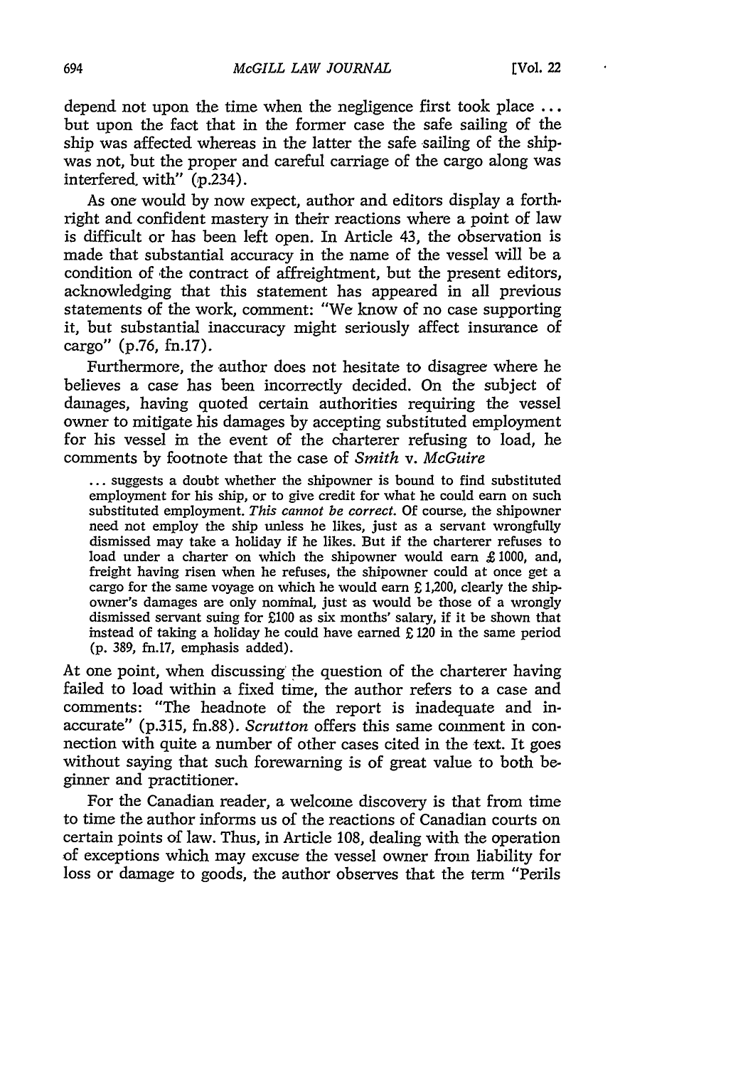depend not upon the time when the negligence first took place ... but upon the fact that in the former case the safe sailing of the ship was affected whereas in the latter the safe sailing of the ship was not, but the proper and careful carriage of the cargo along was interfered with" (p.234).

As one would by now expect, author and editors display a forthright and confident mastery in their reactions where a point of law is difficult or has been left open. In Article 43, the observation is made that substantial accuracy in the name of the vessel will be a condition of the contract of affreightment, but the present editors, acknowledging that this statement has appeared in all previous statements of the work, comment: "We know of no case supporting it, but substantial inaccuracy might seriously affect insurance of cargo" (p.76, fn.17).

Furthermore, the author does not hesitate to disagree where he believes a case has been incorrectly decided. On the subject of damages, having quoted certain authorities requiring the vessel owner to mitigate his damages by accepting substituted employment for his vessel in the event of the charterer refusing to load, he comments by footnote that the case of *Smith* v. *McGuire*

> ... suggests a doubt whether the shipowner is bound to find substituted employment for his ship, or to give credit for what he could earn on such substituted employment. *This cannot be correct.* Of course, the shipowner need not employ the ship unless he likes, just as a servant wrongfully dismissed may take a holiday if he likes. But if the charterer refuses to load under a charter on which the shipowner would earn £1000, and, freight having risen when he refuses, the shipowner could at once get a cargo for the same voyage on which he would earn £1,200, clearly the shipowner's damages are only nominal, just as would be those of a wrongly dismissed servant suing for £100 as six months' salary, if it be shown that instead of taking a holiday he could have earned £120 in the same period (p. 389, fn.17, emphasis added).

At one point, when discussing the question of the charterer having failed to load within a fixed time, the author refers to a case and comments: "The headnote of the report is inadequate and inaccurate" (p.315, fn.88). *Scrutton* offers this same comment in connection with quite a number of other cases cited in the text. It goes without saying that such forewarning is of great value to both beginner and practitioner.

For the Canadian reader, a welcome discovery is that from time to time the author informs us of the reactions of Canadian courts on certain points of law. Thus, in Article 108, dealing with the operation of exceptions which may excuse the vessel owner from liability for loss or damage to goods, the author observes that the term "Perils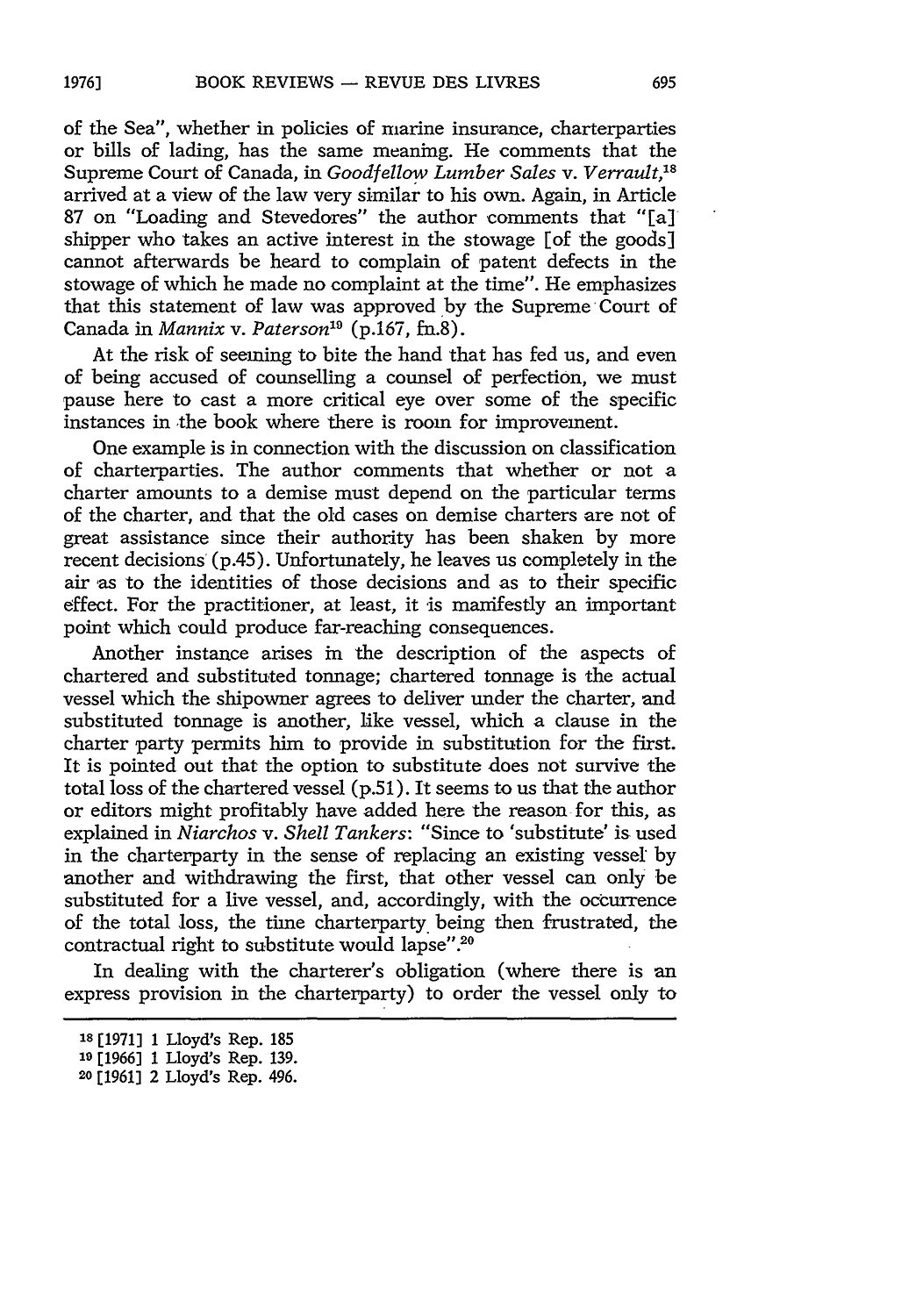of the Sea", whether in policies of marine insurance, charterparties or bills of lading, has the same meaning. He comments that the Supreme Court of Canada, in *Goodfellow Lumber Sales* v. *Verrault*,[18] arrived at a view of the law very similar to his own. Again, in Article 87 on "Loading and Stevedores" the author comments that "[a] shipper who takes an active interest in the stowage [of the goods] cannot afterwards be heard to complain of patent defects in the stowage of which he made no complaint at the time". He emphasizes that this statement of law was approved by the Supreme Court of Canada in *Mannix* v. *Paterson*[19] (p.167, fn.8).

At the risk of seeming to bite the hand that has fed us, and even of being accused of counselling a counsel of perfection, we must pause here to cast a more critical eye over some of the specific instances in the book where there is room for improvement.

One example is in connection with the discussion on classification of charterparties. The author comments that whether or not a charter amounts to a demise must depend on the particular terms of the charter, and that the old cases on demise charters are not of great assistance since their authority has been shaken by more recent decisions (p.45). Unfortunately, he leaves us completely in the air as to the identities of those decisions and as to their specific effect. For the practitioner, at least, it is manifestly an important point which could produce far-reaching consequences.

Another instance arises in the description of the aspects of chartered and substituted tonnage; chartered tonnage is the actual vessel which the shipowner agrees to deliver under the charter, and substituted tonnage is another, like vessel, which a clause in the charter party permits him to provide in substitution for the first. It is pointed out that the option to substitute does not survive the total loss of the chartered vessel (p.51). It seems to us that the author or editors might profitably have added here the reason for this, as explained in *Niarchos* v. *Shell Tankers*: "Since to 'substitute' is used in the charterparty in the sense of replacing an existing vessel by another and withdrawing the first, that other vessel can only be substituted for a live vessel, and, accordingly, with the occurrence of the total loss, the time charterparty being then frustrated, the contractual right to substitute would lapse".[20]

In dealing with the charterer's obligation (where there is an express provision in the charterparty) to order the vessel only to

---

[18] [1971] 1 Lloyd's Rep. 185

[19] [1966] 1 Lloyd's Rep. 139.

[20] [1961] 2 Lloyd's Rep. 496.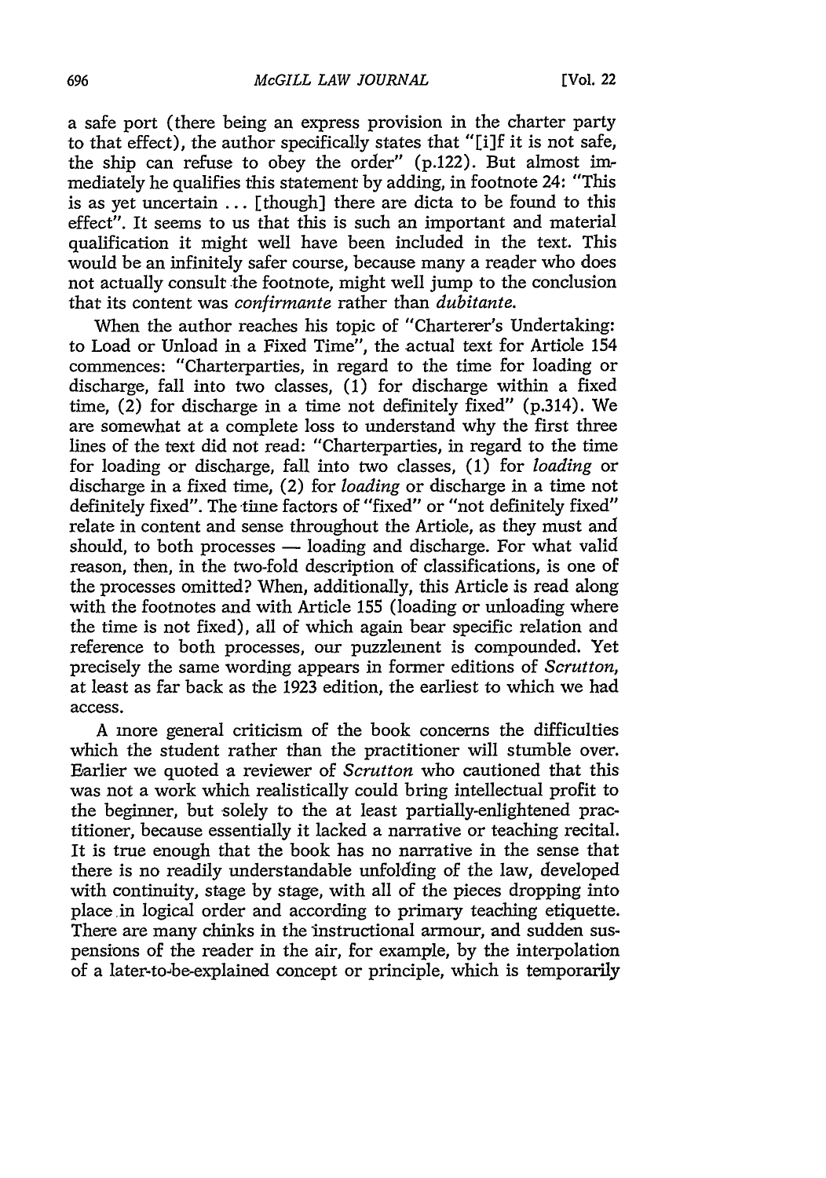a safe port (there being an express provision in the charter party to that effect), the author specifically states that "[i]f it is not safe, the ship can refuse to obey the order" (p.122). But almost immediately he qualifies this statement by adding, in footnote 24: "This is as yet uncertain ... [though] there are dicta to be found to this effect". It seems to us that this is such an important and material qualification it might well have been included in the text. This would be an infinitely safer course, because many a reader who does not actually consult the footnote, might well jump to the conclusion that its content was *confirmante* rather than *dubitante*.

When the author reaches his topic of "Charterer's Undertaking: to Load or Unload in a Fixed Time", the actual text for Article 154 commences: "Charterparties, in regard to the time for loading or discharge, fall into two classes, (1) for discharge within a fixed time, (2) for discharge in a time not definitely fixed" (p.314). We are somewhat at a complete loss to understand why the first three lines of the text did not read: "Charterparties, in regard to the time for loading or discharge, fall into two classes, (1) for *loading* or discharge in a fixed time, (2) for *loading* or discharge in a time not definitely fixed". The time factors of "fixed" or "not definitely fixed" relate in content and sense throughout the Article, as they must and should, to both processes — loading and discharge. For what valid reason, then, in the two-fold description of classifications, is one of the processes omitted? When, additionally, this Article is read along with the footnotes and with Article 155 (loading or unloading where the time is not fixed), all of which again bear specific relation and reference to both processes, our puzzlement is compounded. Yet precisely the same wording appears in former editions of *Scrutton*, at least as far back as the 1923 edition, the earliest to which we had access.

A more general criticism of the book concerns the difficulties which the student rather than the practitioner will stumble over. Earlier we quoted a reviewer of *Scrutton* who cautioned that this was not a work which realistically could bring intellectual profit to the beginner, but solely to the at least partially-enlightened practitioner, because essentially it lacked a narrative or teaching recital. It is true enough that the book has no narrative in the sense that there is no readily understandable unfolding of the law, developed with continuity, stage by stage, with all of the pieces dropping into place in logical order and according to primary teaching etiquette. There are many chinks in the instructional armour, and sudden suspensions of the reader in the air, for example, by the interpolation of a later-to-be-explained concept or principle, which is temporarily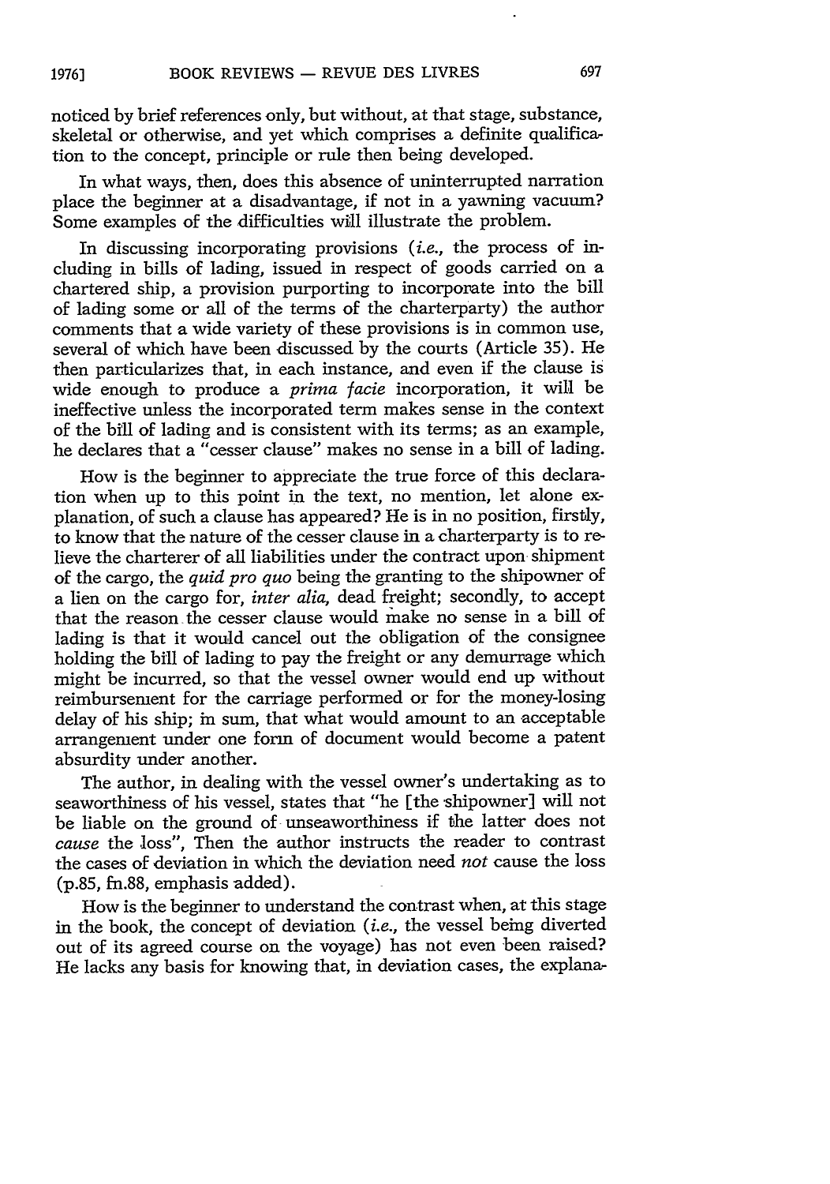noticed by brief references only, but without, at that stage, substance, skeletal or otherwise, and yet which comprises a definite qualification to the concept, principle or rule then being developed.

In what ways, then, does this absence of uninterrupted narration place the beginner at a disadvantage, if not in a yawning vacuum? Some examples of the difficulties will illustrate the problem.

In discussing incorporating provisions (*i.e.*, the process of including in bills of lading, issued in respect of goods carried on a chartered ship, a provision purporting to incorporate into the bill of lading some or all of the terms of the charterparty) the author comments that a wide variety of these provisions is in common use, several of which have been discussed by the courts (Article 35). He then particularizes that, in each instance, and even if the clause is wide enough to produce a *prima facie* incorporation, it will be ineffective unless the incorporated term makes sense in the context of the bill of lading and is consistent with its terms; as an example, he declares that a "cesser clause" makes no sense in a bill of lading.

How is the beginner to appreciate the true force of this declaration when up to this point in the text, no mention, let alone explanation, of such a clause has appeared? He is in no position, firstly, to know that the nature of the cesser clause in a charterparty is to relieve the charterer of all liabilities under the contract upon shipment of the cargo, the *quid pro quo* being the granting to the shipowner of a lien on the cargo for, *inter alia*, dead freight; secondly, to accept that the reason the cesser clause would make no sense in a bill of lading is that it would cancel out the obligation of the consignee holding the bill of lading to pay the freight or any demurrage which might be incurred, so that the vessel owner would end up without reimbursement for the carriage performed or for the money-losing delay of his ship; in sum, that what would amount to an acceptable arrangement under one form of document would become a patent absurdity under another.

The author, in dealing with the vessel owner's undertaking as to seaworthiness of his vessel, states that "he [the shipowner] will not be liable on the ground of unseaworthiness if the latter does not *cause* the loss", Then the author instructs the reader to contrast the cases of deviation in which the deviation need *not* cause the loss (p.85, fn.88, emphasis added).

How is the beginner to understand the contrast when, at this stage in the book, the concept of deviation (*i.e.*, the vessel being diverted out of its agreed course on the voyage) has not even been raised? He lacks any basis for knowing that, in deviation cases, the explana-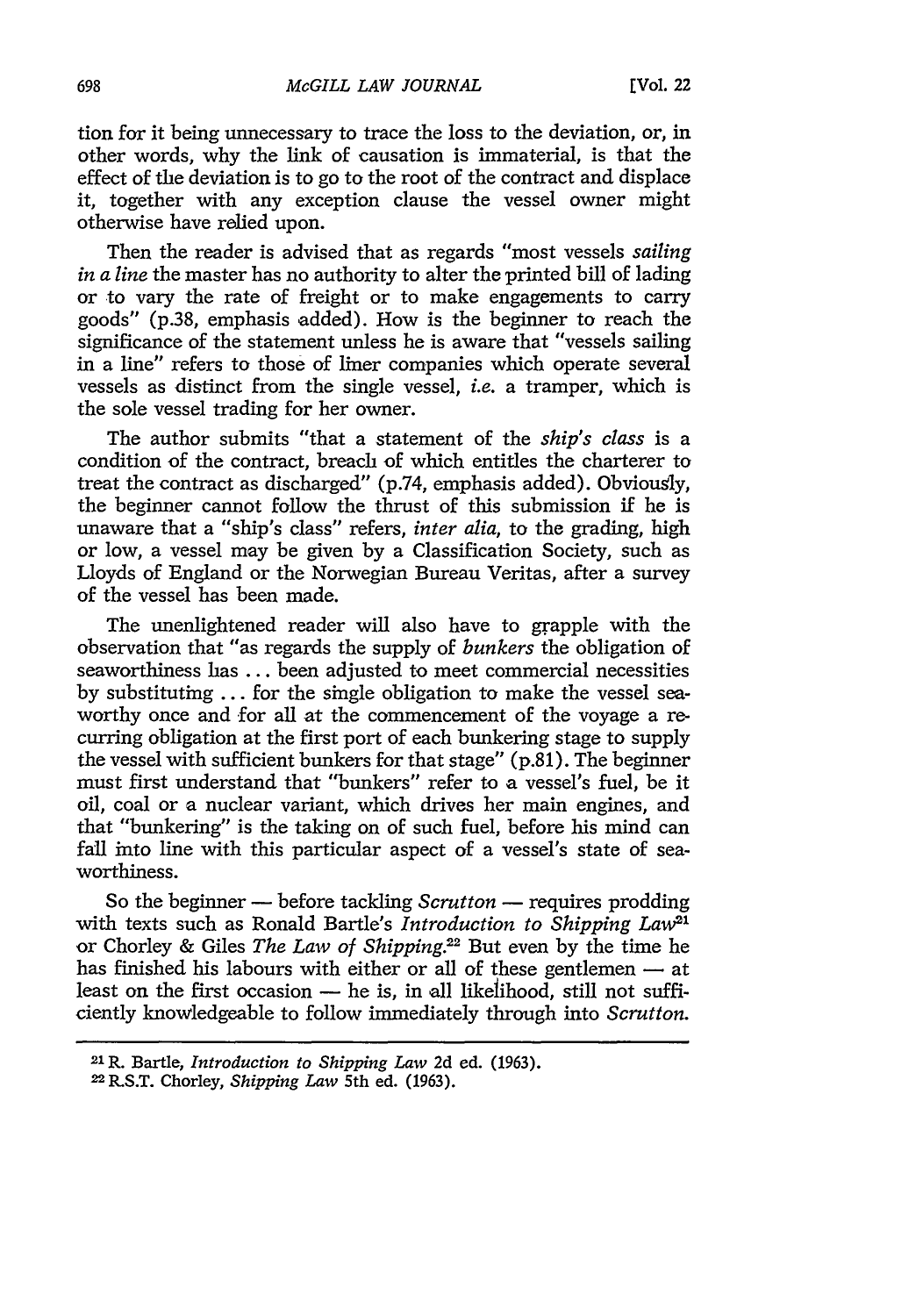tion for it being unnecessary to trace the loss to the deviation, or, in other words, why the link of causation is immaterial, is that the effect of the deviation is to go to the root of the contract and displace it, together with any exception clause the vessel owner might otherwise have relied upon.

Then the reader is advised that as regards "most vessels *sailing in a line* the master has no authority to alter the printed bill of lading or to vary the rate of freight or to make engagements to carry goods" (p.38, emphasis added). How is the beginner to reach the significance of the statement unless he is aware that "vessels sailing in a line" refers to those of liner companies which operate several vessels as distinct from the single vessel, *i.e.* a tramper, which is the sole vessel trading for her owner.

The author submits "that a statement of the *ship's class* is a condition of the contract, breach of which entitles the charterer to treat the contract as discharged" (p.74, emphasis added). Obviously, the beginner cannot follow the thrust of this submission if he is unaware that a "ship's class" refers, *inter alia*, to the grading, high or low, a vessel may be given by a Classification Society, such as Lloyds of England or the Norwegian Bureau Veritas, after a survey of the vessel has been made.

The unenlightened reader will also have to grapple with the observation that "as regards the supply of *bunkers* the obligation of seaworthiness has ... been adjusted to meet commercial necessities by substituting ... for the single obligation to make the vessel seaworthy once and for all at the commencement of the voyage a recurring obligation at the first port of each bunkering stage to supply the vessel with sufficient bunkers for that stage" (p.81). The beginner must first understand that "bunkers" refer to a vessel's fuel, be it oil, coal or a nuclear variant, which drives her main engines, and that "bunkering" is the taking on of such fuel, before his mind can fall into line with this particular aspect of a vessel's state of seaworthiness.

So the beginner — before tackling *Scrutton* — requires prodding with texts such as Ronald Bartle's *Introduction to Shipping Law*[21] or Chorley & Giles *The Law of Shipping*.[22] But even by the time he has finished his labours with either or all of these gentlemen — at least on the first occasion — he is, in all likelihood, still not sufficiently knowledgeable to follow immediately through into *Scrutton*.

---

[21] R. Bartle, *Introduction to Shipping Law* 2d ed. (1963).

[22] R.S.T. Chorley, *Shipping Law* 5th ed. (1963).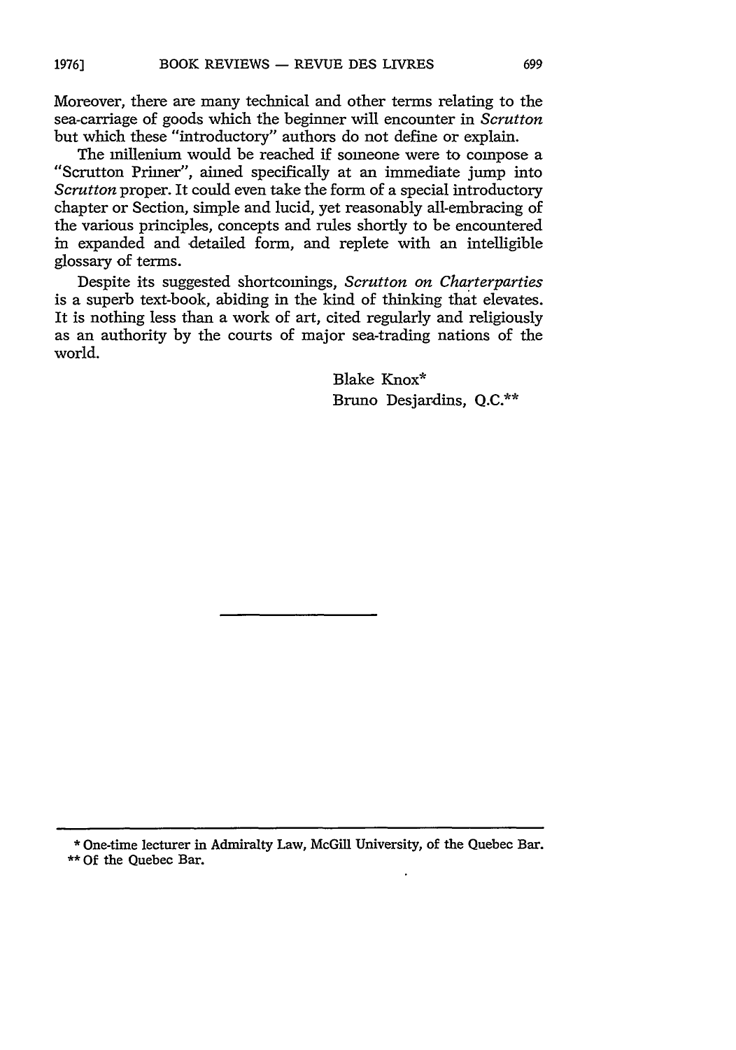Moreover, there are many technical and other terms relating to the sea-carriage of goods which the beginner will encounter in *Scrutton* but which these "introductory" authors do not define or explain.

The millenium would be reached if someone were to compose a "Scrutton Primer", aimed specifically at an immediate jump into *Scrutton* proper. It could even take the form of a special introductory chapter or Section, simple and lucid, yet reasonably all-embracing of the various principles, concepts and rules shortly to be encountered in expanded and detailed form, and replete with an intelligible glossary of terms.

Despite its suggested shortcomings, *Scrutton on Charterparties* is a superb text-book, abiding in the kind of thinking that elevates. It is nothing less than a work of art, cited regularly and religiously as an authority by the courts of major sea-trading nations of the world.

Blake Knox*
Bruno Desjardins, Q.C.**

---

\* One-time lecturer in Admiralty Law, McGill University, of the Quebec Bar.
\*\* Of the Quebec Bar.